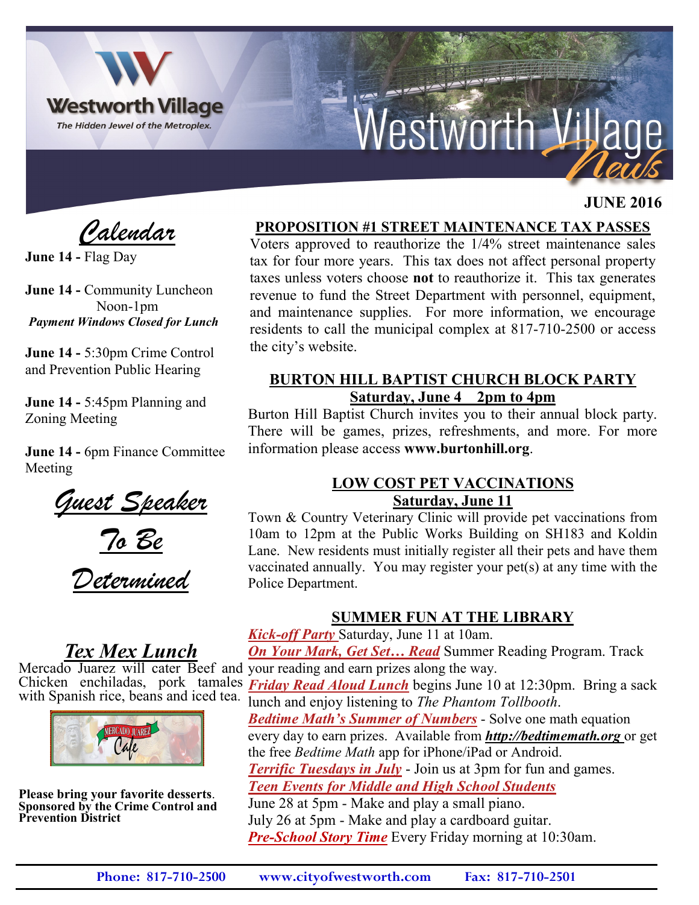# Westworth Village News

Westworth Village

*The Hidden Jewel of the Metroplex.*

**JUNE 2016**

## *Calendar*

**June 14 -** Flag Day

**June 14 -** Community Luncheon Noon-1pm
***Payment Windows Closed for Lunch***

**June 14 -** 5:30pm Crime Control and Prevention Public Hearing

**June 14 -** 5:45pm Planning and Zoning Meeting

**June 14 -** 6pm Finance Committee Meeting

## *Guest Speaker To Be Determined*

## *Tex Mex Lunch*

Mercado Juarez will cater Beef and Chicken enchiladas, pork tamales with Spanish rice, beans and iced tea.

**Please bring your favorite desserts**. **Sponsored by the Crime Control and Prevention District**

## PROPOSITION #1 STREET MAINTENANCE TAX PASSES

Voters approved to reauthorize the 1/4% street maintenance sales tax for four more years. This tax does not affect personal property taxes unless voters choose **not** to reauthorize it. This tax generates revenue to fund the Street Department with personnel, equipment, and maintenance supplies. For more information, we encourage residents to call the municipal complex at 817-710-2500 or access the city's website.

## BURTON HILL BAPTIST CHURCH BLOCK PARTY

**Saturday, June 4 2pm to 4pm**

Burton Hill Baptist Church invites you to their annual block party. There will be games, prizes, refreshments, and more. For more information please access **www.burtonhill.org**.

## LOW COST PET VACCINATIONS

**Saturday, June 11**

Town & Country Veterinary Clinic will provide pet vaccinations from 10am to 12pm at the Public Works Building on SH183 and Koldin Lane. New residents must initially register all their pets and have them vaccinated annually. You may register your pet(s) at any time with the Police Department.

## SUMMER FUN AT THE LIBRARY

***Kick-off Party*** Saturday, June 11 at 10am.

***On Your Mark, Get Set… Read*** Summer Reading Program. Track your reading and earn prizes along the way.

***Friday Read Aloud Lunch*** begins June 10 at 12:30pm. Bring a sack lunch and enjoy listening to *The Phantom Tollbooth*.

***Bedtime Math's Summer of Numbers*** - Solve one math equation every day to earn prizes. Available from ***http://bedtimemath.org*** or get the free *Bedtime Math* app for iPhone/iPad or Android.

***Terrific Tuesdays in July*** - Join us at 3pm for fun and games.

***Teen Events for Middle and High School Students***

June 28 at 5pm - Make and play a small piano.

July 26 at 5pm - Make and play a cardboard guitar.

***Pre-School Story Time*** Every Friday morning at 10:30am.

**Phone: 817-710-2500 www.cityofwestworth.com Fax: 817-710-2501**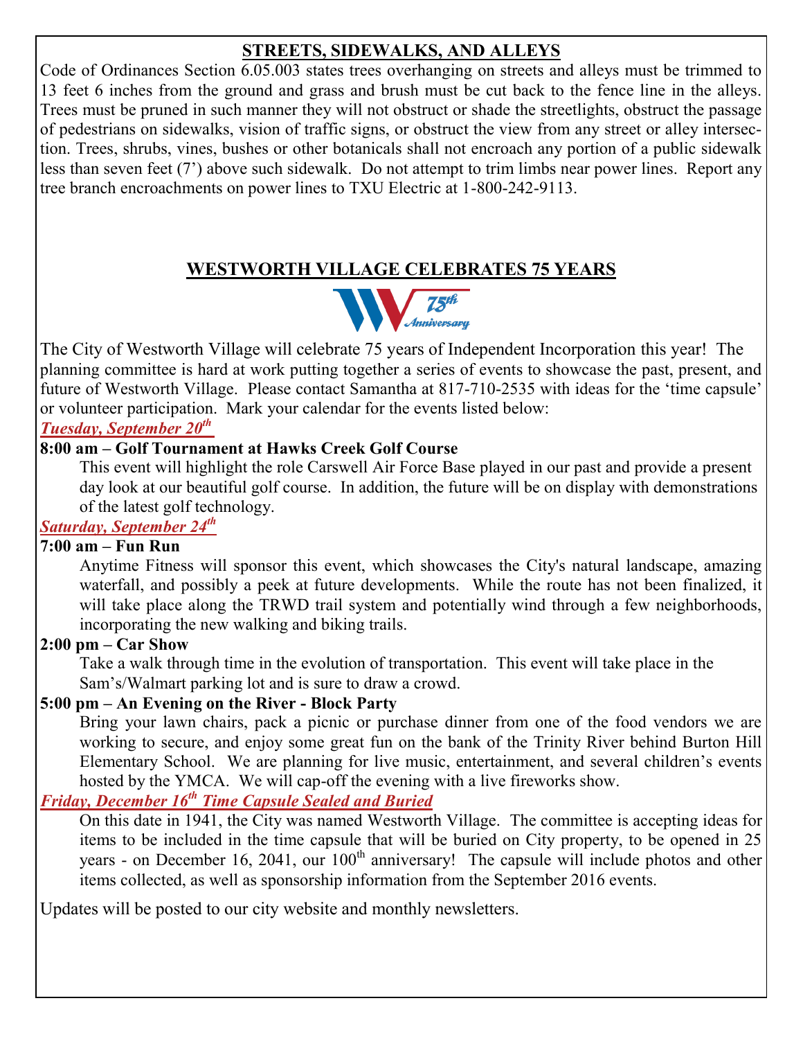## STREETS, SIDEWALKS, AND ALLEYS

Code of Ordinances Section 6.05.003 states trees overhanging on streets and alleys must be trimmed to 13 feet 6 inches from the ground and grass and brush must be cut back to the fence line in the alleys. Trees must be pruned in such manner they will not obstruct or shade the streetlights, obstruct the passage of pedestrians on sidewalks, vision of traffic signs, or obstruct the view from any street or alley intersection. Trees, shrubs, vines, bushes or other botanicals shall not encroach any portion of a public sidewalk less than seven feet (7') above such sidewalk. Do not attempt to trim limbs near power lines. Report any tree branch encroachments on power lines to TXU Electric at 1-800-242-9113.

## WESTWORTH VILLAGE CELEBRATES 75 YEARS

75th Anniversary

The City of Westworth Village will celebrate 75 years of Independent Incorporation this year! The planning committee is hard at work putting together a series of events to showcase the past, present, and future of Westworth Village. Please contact Samantha at 817-710-2535 with ideas for the 'time capsule' or volunteer participation. Mark your calendar for the events listed below:

***Tuesday, September 20th***

**8:00 am – Golf Tournament at Hawks Creek Golf Course**

This event will highlight the role Carswell Air Force Base played in our past and provide a present day look at our beautiful golf course. In addition, the future will be on display with demonstrations of the latest golf technology.

***Saturday, September 24th***

**7:00 am – Fun Run**

Anytime Fitness will sponsor this event, which showcases the City's natural landscape, amazing waterfall, and possibly a peek at future developments. While the route has not been finalized, it will take place along the TRWD trail system and potentially wind through a few neighborhoods, incorporating the new walking and biking trails.

**2:00 pm – Car Show**

Take a walk through time in the evolution of transportation. This event will take place in the Sam's/Walmart parking lot and is sure to draw a crowd.

**5:00 pm – An Evening on the River - Block Party**

Bring your lawn chairs, pack a picnic or purchase dinner from one of the food vendors we are working to secure, and enjoy some great fun on the bank of the Trinity River behind Burton Hill Elementary School. We are planning for live music, entertainment, and several children's events hosted by the YMCA. We will cap-off the evening with a live fireworks show.

***Friday, December 16th Time Capsule Sealed and Buried***

On this date in 1941, the City was named Westworth Village. The committee is accepting ideas for items to be included in the time capsule that will be buried on City property, to be opened in 25 years - on December 16, 2041, our 100th anniversary! The capsule will include photos and other items collected, as well as sponsorship information from the September 2016 events.

Updates will be posted to our city website and monthly newsletters.